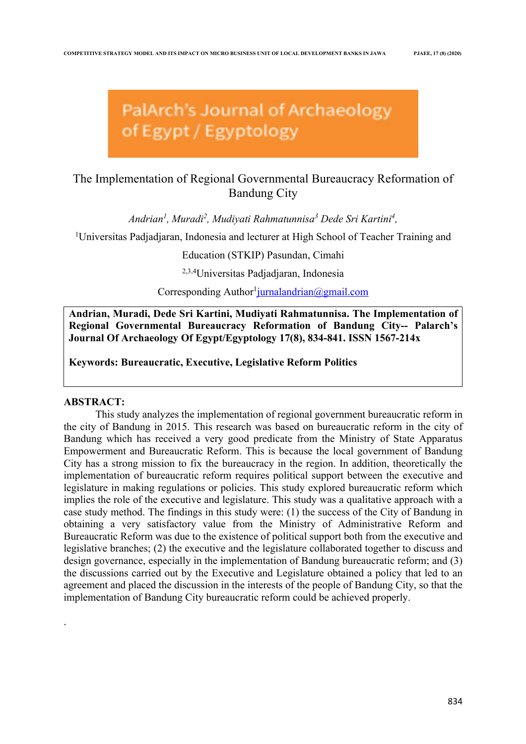PalArch's Journal of Archaeology of Egypt / Egyptology

# The Implementation of Regional Governmental Bureaucracy Reformation of Bandung City

*Andrian[1], Muradi[2], Mudiyati Rahmatunnisa[3] Dede Sri Kartini[4],*

[1]Universitas Padjadjaran, Indonesia and lecturer at High School of Teacher Training and Education (STKIP) Pasundan, Cimahi

[2,3,4]Universitas Padjadjaran, Indonesia

Corresponding Author[1]jurnalandrian@gmail.com

**Andrian, Muradi, Dede Sri Kartini, Mudiyati Rahmatunnisa. The Implementation of Regional Governmental Bureaucracy Reformation of Bandung City-- Palarch's Journal Of Archaeology Of Egypt/Egyptology 17(8), 834-841. ISSN 1567-214x**

**Keywords: Bureaucratic, Executive, Legislative Reform Politics**

## ABSTRACT:

This study analyzes the implementation of regional government bureaucratic reform in the city of Bandung in 2015. This research was based on bureaucratic reform in the city of Bandung which has received a very good predicate from the Ministry of State Apparatus Empowerment and Bureaucratic Reform. This is because the local government of Bandung City has a strong mission to fix the bureaucracy in the region. In addition, theoretically the implementation of bureaucratic reform requires political support between the executive and legislature in making regulations or policies. This study explored bureaucratic reform which implies the role of the executive and legislature. This study was a qualitative approach with a case study method. The findings in this study were: (1) the success of the City of Bandung in obtaining a very satisfactory value from the Ministry of Administrative Reform and Bureaucratic Reform was due to the existence of political support both from the executive and legislative branches; (2) the executive and the legislature collaborated together to discuss and design governance, especially in the implementation of Bandung bureaucratic reform; and (3) the discussions carried out by the Executive and Legislature obtained a policy that led to an agreement and placed the discussion in the interests of the people of Bandung City, so that the implementation of Bandung City bureaucratic reform could be achieved properly.

.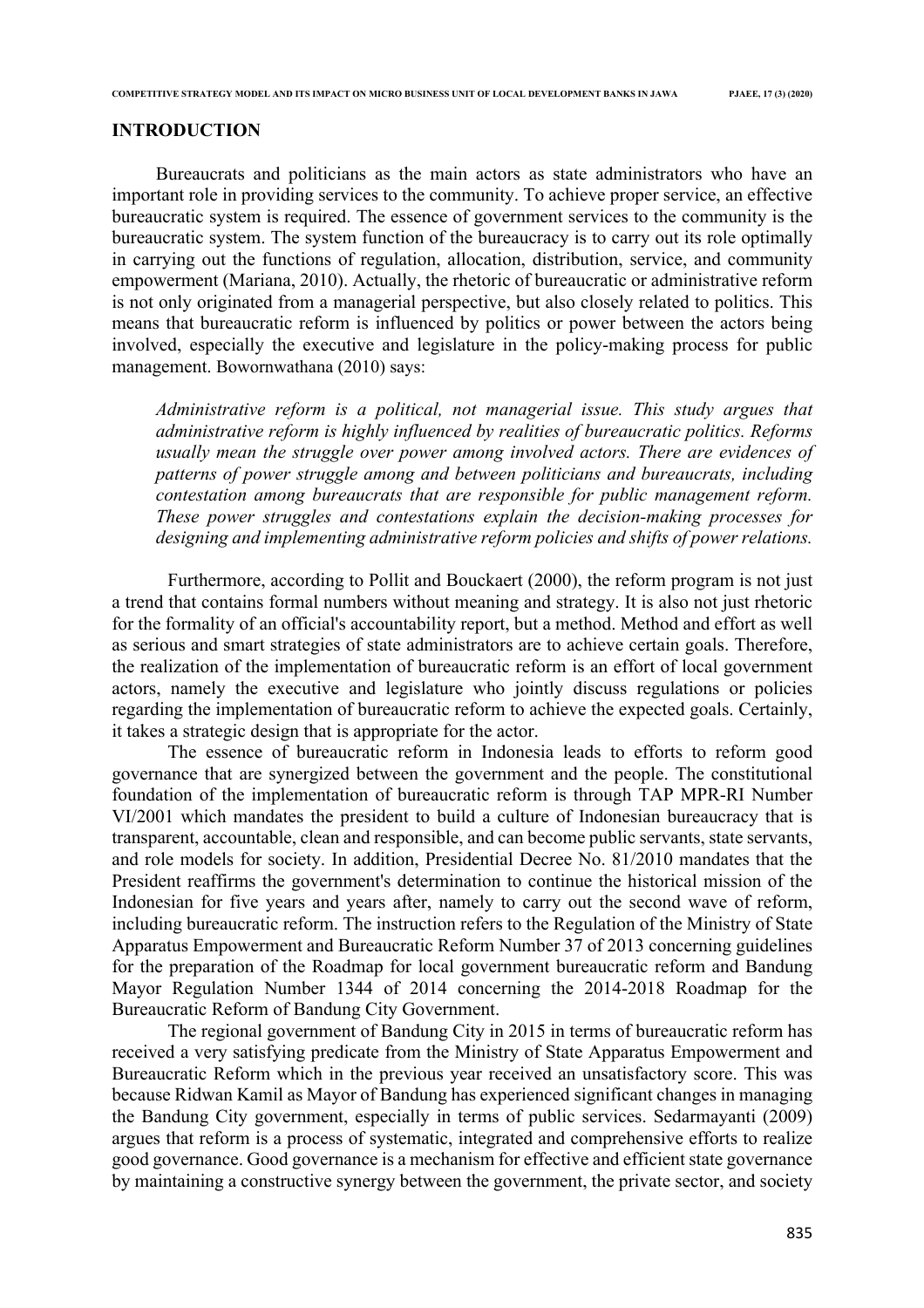## INTRODUCTION

Bureaucrats and politicians as the main actors as state administrators who have an important role in providing services to the community. To achieve proper service, an effective bureaucratic system is required. The essence of government services to the community is the bureaucratic system. The system function of the bureaucracy is to carry out its role optimally in carrying out the functions of regulation, allocation, distribution, service, and community empowerment (Mariana, 2010). Actually, the rhetoric of bureaucratic or administrative reform is not only originated from a managerial perspective, but also closely related to politics. This means that bureaucratic reform is influenced by politics or power between the actors being involved, especially the executive and legislature in the policy-making process for public management. Bowornwathana (2010) says:

> *Administrative reform is a political, not managerial issue. This study argues that administrative reform is highly influenced by realities of bureaucratic politics. Reforms usually mean the struggle over power among involved actors. There are evidences of patterns of power struggle among and between politicians and bureaucrats, including contestation among bureaucrats that are responsible for public management reform. These power struggles and contestations explain the decision-making processes for designing and implementing administrative reform policies and shifts of power relations.*

Furthermore, according to Pollit and Bouckaert (2000), the reform program is not just a trend that contains formal numbers without meaning and strategy. It is also not just rhetoric for the formality of an official's accountability report, but a method. Method and effort as well as serious and smart strategies of state administrators are to achieve certain goals. Therefore, the realization of the implementation of bureaucratic reform is an effort of local government actors, namely the executive and legislature who jointly discuss regulations or policies regarding the implementation of bureaucratic reform to achieve the expected goals. Certainly, it takes a strategic design that is appropriate for the actor.

The essence of bureaucratic reform in Indonesia leads to efforts to reform good governance that are synergized between the government and the people. The constitutional foundation of the implementation of bureaucratic reform is through TAP MPR-RI Number VI/2001 which mandates the president to build a culture of Indonesian bureaucracy that is transparent, accountable, clean and responsible, and can become public servants, state servants, and role models for society. In addition, Presidential Decree No. 81/2010 mandates that the President reaffirms the government's determination to continue the historical mission of the Indonesian for five years and years after, namely to carry out the second wave of reform, including bureaucratic reform. The instruction refers to the Regulation of the Ministry of State Apparatus Empowerment and Bureaucratic Reform Number 37 of 2013 concerning guidelines for the preparation of the Roadmap for local government bureaucratic reform and Bandung Mayor Regulation Number 1344 of 2014 concerning the 2014-2018 Roadmap for the Bureaucratic Reform of Bandung City Government.

The regional government of Bandung City in 2015 in terms of bureaucratic reform has received a very satisfying predicate from the Ministry of State Apparatus Empowerment and Bureaucratic Reform which in the previous year received an unsatisfactory score. This was because Ridwan Kamil as Mayor of Bandung has experienced significant changes in managing the Bandung City government, especially in terms of public services. Sedarmayanti (2009) argues that reform is a process of systematic, integrated and comprehensive efforts to realize good governance. Good governance is a mechanism for effective and efficient state governance by maintaining a constructive synergy between the government, the private sector, and society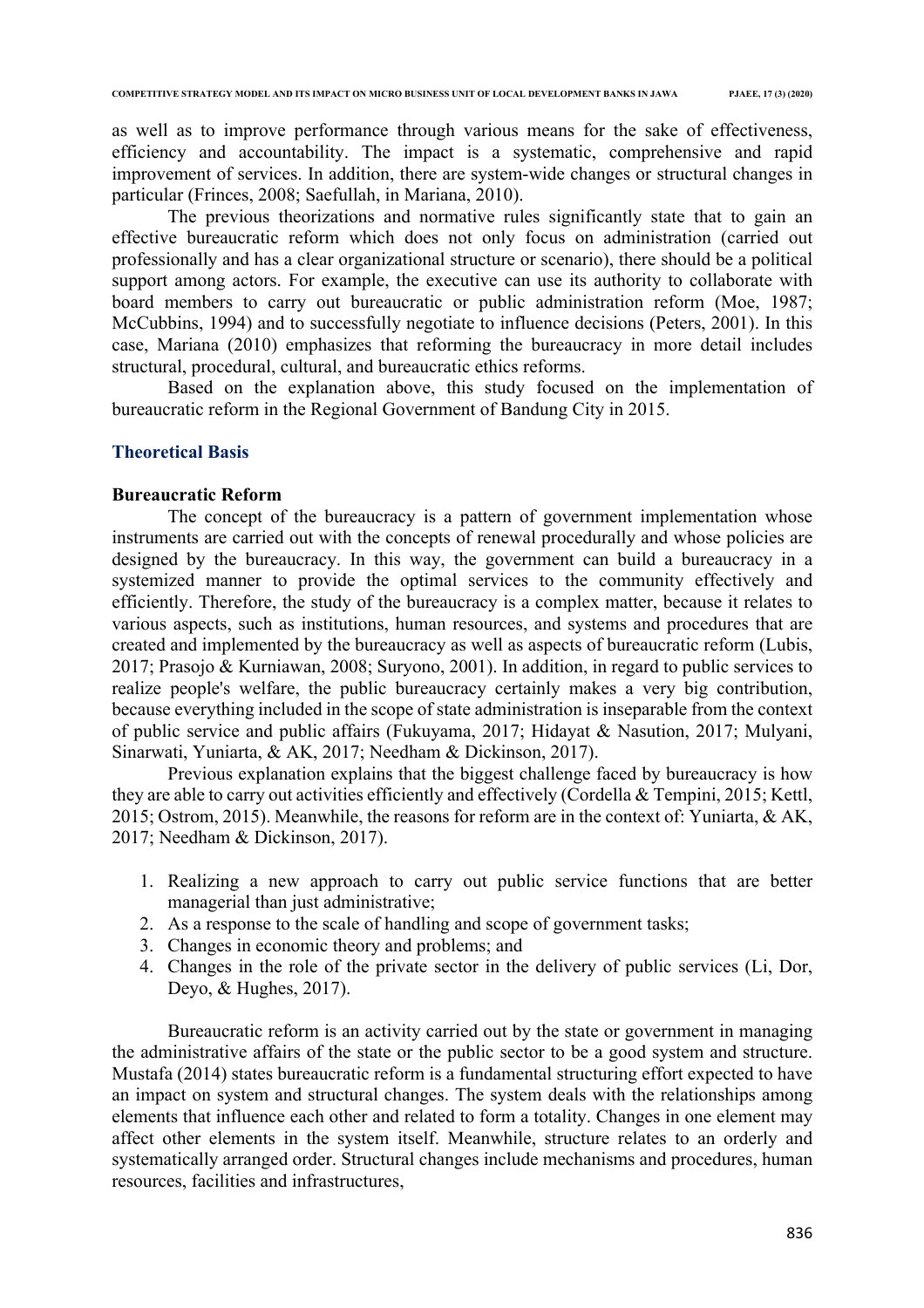as well as to improve performance through various means for the sake of effectiveness, efficiency and accountability. The impact is a systematic, comprehensive and rapid improvement of services. In addition, there are system-wide changes or structural changes in particular (Frinces, 2008; Saefullah, in Mariana, 2010).

The previous theorizations and normative rules significantly state that to gain an effective bureaucratic reform which does not only focus on administration (carried out professionally and has a clear organizational structure or scenario), there should be a political support among actors. For example, the executive can use its authority to collaborate with board members to carry out bureaucratic or public administration reform (Moe, 1987; McCubbins, 1994) and to successfully negotiate to influence decisions (Peters, 2001). In this case, Mariana (2010) emphasizes that reforming the bureaucracy in more detail includes structural, procedural, cultural, and bureaucratic ethics reforms.

Based on the explanation above, this study focused on the implementation of bureaucratic reform in the Regional Government of Bandung City in 2015.

## Theoretical Basis

### Bureaucratic Reform

The concept of the bureaucracy is a pattern of government implementation whose instruments are carried out with the concepts of renewal procedurally and whose policies are designed by the bureaucracy. In this way, the government can build a bureaucracy in a systemized manner to provide the optimal services to the community effectively and efficiently. Therefore, the study of the bureaucracy is a complex matter, because it relates to various aspects, such as institutions, human resources, and systems and procedures that are created and implemented by the bureaucracy as well as aspects of bureaucratic reform (Lubis, 2017; Prasojo & Kurniawan, 2008; Suryono, 2001). In addition, in regard to public services to realize people's welfare, the public bureaucracy certainly makes a very big contribution, because everything included in the scope of state administration is inseparable from the context of public service and public affairs (Fukuyama, 2017; Hidayat & Nasution, 2017; Mulyani, Sinarwati, Yuniarta, & AK, 2017; Needham & Dickinson, 2017).

Previous explanation explains that the biggest challenge faced by bureaucracy is how they are able to carry out activities efficiently and effectively (Cordella & Tempini, 2015; Kettl, 2015; Ostrom, 2015). Meanwhile, the reasons for reform are in the context of: Yuniarta, & AK, 2017; Needham & Dickinson, 2017).

1. Realizing a new approach to carry out public service functions that are better managerial than just administrative;
2. As a response to the scale of handling and scope of government tasks;
3. Changes in economic theory and problems; and
4. Changes in the role of the private sector in the delivery of public services (Li, Dor, Deyo, & Hughes, 2017).

Bureaucratic reform is an activity carried out by the state or government in managing the administrative affairs of the state or the public sector to be a good system and structure. Mustafa (2014) states bureaucratic reform is a fundamental structuring effort expected to have an impact on system and structural changes. The system deals with the relationships among elements that influence each other and related to form a totality. Changes in one element may affect other elements in the system itself. Meanwhile, structure relates to an orderly and systematically arranged order. Structural changes include mechanisms and procedures, human resources, facilities and infrastructures,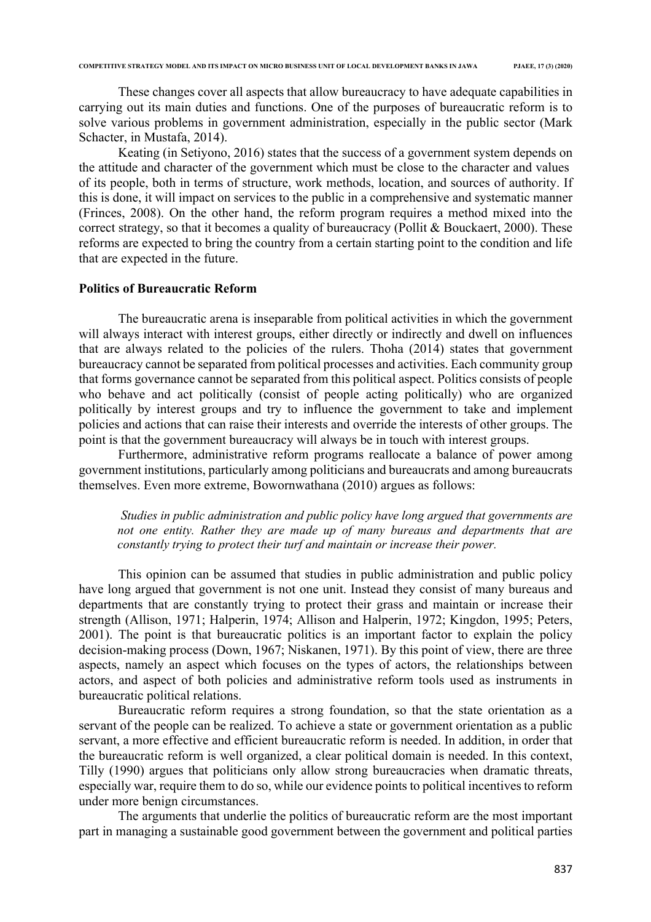These changes cover all aspects that allow bureaucracy to have adequate capabilities in carrying out its main duties and functions. One of the purposes of bureaucratic reform is to solve various problems in government administration, especially in the public sector (Mark Schacter, in Mustafa, 2014).

Keating (in Setiyono, 2016) states that the success of a government system depends on the attitude and character of the government which must be close to the character and values of its people, both in terms of structure, work methods, location, and sources of authority. If this is done, it will impact on services to the public in a comprehensive and systematic manner (Frinces, 2008). On the other hand, the reform program requires a method mixed into the correct strategy, so that it becomes a quality of bureaucracy (Pollit & Bouckaert, 2000). These reforms are expected to bring the country from a certain starting point to the condition and life that are expected in the future.

**Politics of Bureaucratic Reform**

The bureaucratic arena is inseparable from political activities in which the government will always interact with interest groups, either directly or indirectly and dwell on influences that are always related to the policies of the rulers. Thoha (2014) states that government bureaucracy cannot be separated from political processes and activities. Each community group that forms governance cannot be separated from this political aspect. Politics consists of people who behave and act politically (consist of people acting politically) who are organized politically by interest groups and try to influence the government to take and implement policies and actions that can raise their interests and override the interests of other groups. The point is that the government bureaucracy will always be in touch with interest groups.

Furthermore, administrative reform programs reallocate a balance of power among government institutions, particularly among politicians and bureaucrats and among bureaucrats themselves. Even more extreme, Bowornwathana (2010) argues as follows:

> *Studies in public administration and public policy have long argued that governments are not one entity. Rather they are made up of many bureaus and departments that are constantly trying to protect their turf and maintain or increase their power.*

This opinion can be assumed that studies in public administration and public policy have long argued that government is not one unit. Instead they consist of many bureaus and departments that are constantly trying to protect their grass and maintain or increase their strength (Allison, 1971; Halperin, 1974; Allison and Halperin, 1972; Kingdon, 1995; Peters, 2001). The point is that bureaucratic politics is an important factor to explain the policy decision-making process (Down, 1967; Niskanen, 1971). By this point of view, there are three aspects, namely an aspect which focuses on the types of actors, the relationships between actors, and aspect of both policies and administrative reform tools used as instruments in bureaucratic political relations.

Bureaucratic reform requires a strong foundation, so that the state orientation as a servant of the people can be realized. To achieve a state or government orientation as a public servant, a more effective and efficient bureaucratic reform is needed. In addition, in order that the bureaucratic reform is well organized, a clear political domain is needed. In this context, Tilly (1990) argues that politicians only allow strong bureaucracies when dramatic threats, especially war, require them to do so, while our evidence points to political incentives to reform under more benign circumstances.

The arguments that underlie the politics of bureaucratic reform are the most important part in managing a sustainable good government between the government and political parties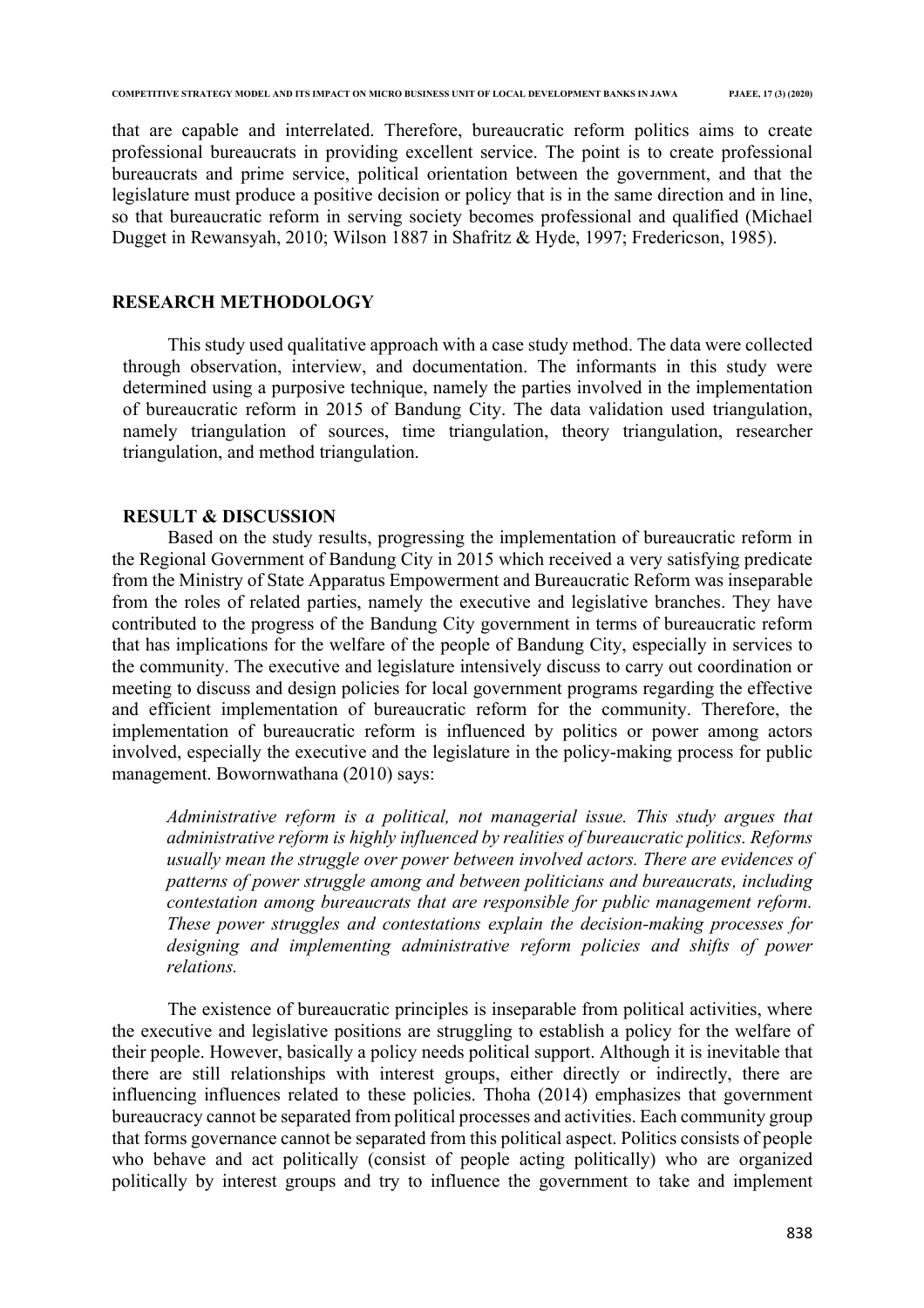that are capable and interrelated. Therefore, bureaucratic reform politics aims to create professional bureaucrats in providing excellent service. The point is to create professional bureaucrats and prime service, political orientation between the government, and that the legislature must produce a positive decision or policy that is in the same direction and in line, so that bureaucratic reform in serving society becomes professional and qualified (Michael Dugget in Rewansyah, 2010; Wilson 1887 in Shafritz & Hyde, 1997; Fredericson, 1985).

## RESEARCH METHODOLOGY

This study used qualitative approach with a case study method. The data were collected through observation, interview, and documentation. The informants in this study were determined using a purposive technique, namely the parties involved in the implementation of bureaucratic reform in 2015 of Bandung City. The data validation used triangulation, namely triangulation of sources, time triangulation, theory triangulation, researcher triangulation, and method triangulation.

## RESULT & DISCUSSION

Based on the study results, progressing the implementation of bureaucratic reform in the Regional Government of Bandung City in 2015 which received a very satisfying predicate from the Ministry of State Apparatus Empowerment and Bureaucratic Reform was inseparable from the roles of related parties, namely the executive and legislative branches. They have contributed to the progress of the Bandung City government in terms of bureaucratic reform that has implications for the welfare of the people of Bandung City, especially in services to the community. The executive and legislature intensively discuss to carry out coordination or meeting to discuss and design policies for local government programs regarding the effective and efficient implementation of bureaucratic reform for the community. Therefore, the implementation of bureaucratic reform is influenced by politics or power among actors involved, especially the executive and the legislature in the policy-making process for public management. Bowornwathana (2010) says:

> *Administrative reform is a political, not managerial issue. This study argues that administrative reform is highly influenced by realities of bureaucratic politics. Reforms usually mean the struggle over power between involved actors. There are evidences of patterns of power struggle among and between politicians and bureaucrats, including contestation among bureaucrats that are responsible for public management reform. These power struggles and contestations explain the decision-making processes for designing and implementing administrative reform policies and shifts of power relations.*

The existence of bureaucratic principles is inseparable from political activities, where the executive and legislative positions are struggling to establish a policy for the welfare of their people. However, basically a policy needs political support. Although it is inevitable that there are still relationships with interest groups, either directly or indirectly, there are influencing influences related to these policies. Thoha (2014) emphasizes that government bureaucracy cannot be separated from political processes and activities. Each community group that forms governance cannot be separated from this political aspect. Politics consists of people who behave and act politically (consist of people acting politically) who are organized politically by interest groups and try to influence the government to take and implement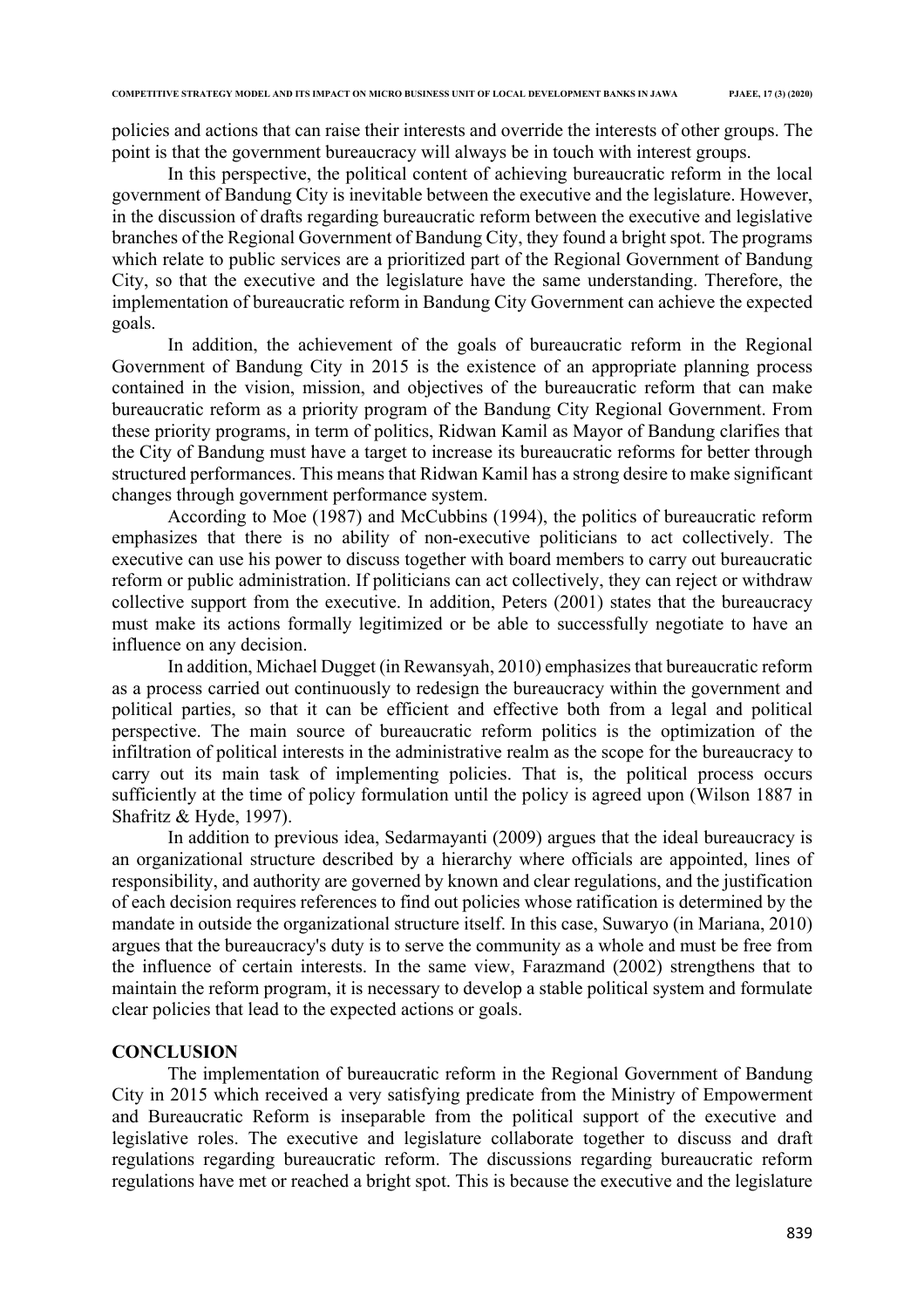policies and actions that can raise their interests and override the interests of other groups. The point is that the government bureaucracy will always be in touch with interest groups.

In this perspective, the political content of achieving bureaucratic reform in the local government of Bandung City is inevitable between the executive and the legislature. However, in the discussion of drafts regarding bureaucratic reform between the executive and legislative branches of the Regional Government of Bandung City, they found a bright spot. The programs which relate to public services are a prioritized part of the Regional Government of Bandung City, so that the executive and the legislature have the same understanding. Therefore, the implementation of bureaucratic reform in Bandung City Government can achieve the expected goals.

In addition, the achievement of the goals of bureaucratic reform in the Regional Government of Bandung City in 2015 is the existence of an appropriate planning process contained in the vision, mission, and objectives of the bureaucratic reform that can make bureaucratic reform as a priority program of the Bandung City Regional Government. From these priority programs, in term of politics, Ridwan Kamil as Mayor of Bandung clarifies that the City of Bandung must have a target to increase its bureaucratic reforms for better through structured performances. This means that Ridwan Kamil has a strong desire to make significant changes through government performance system.

According to Moe (1987) and McCubbins (1994), the politics of bureaucratic reform emphasizes that there is no ability of non-executive politicians to act collectively. The executive can use his power to discuss together with board members to carry out bureaucratic reform or public administration. If politicians can act collectively, they can reject or withdraw collective support from the executive. In addition, Peters (2001) states that the bureaucracy must make its actions formally legitimized or be able to successfully negotiate to have an influence on any decision.

In addition, Michael Dugget (in Rewansyah, 2010) emphasizes that bureaucratic reform as a process carried out continuously to redesign the bureaucracy within the government and political parties, so that it can be efficient and effective both from a legal and political perspective. The main source of bureaucratic reform politics is the optimization of the infiltration of political interests in the administrative realm as the scope for the bureaucracy to carry out its main task of implementing policies. That is, the political process occurs sufficiently at the time of policy formulation until the policy is agreed upon (Wilson 1887 in Shafritz & Hyde, 1997).

In addition to previous idea, Sedarmayanti (2009) argues that the ideal bureaucracy is an organizational structure described by a hierarchy where officials are appointed, lines of responsibility, and authority are governed by known and clear regulations, and the justification of each decision requires references to find out policies whose ratification is determined by the mandate in outside the organizational structure itself. In this case, Suwaryo (in Mariana, 2010) argues that the bureaucracy's duty is to serve the community as a whole and must be free from the influence of certain interests. In the same view, Farazmand (2002) strengthens that to maintain the reform program, it is necessary to develop a stable political system and formulate clear policies that lead to the expected actions or goals.

## CONCLUSION

The implementation of bureaucratic reform in the Regional Government of Bandung City in 2015 which received a very satisfying predicate from the Ministry of Empowerment and Bureaucratic Reform is inseparable from the political support of the executive and legislative roles. The executive and legislature collaborate together to discuss and draft regulations regarding bureaucratic reform. The discussions regarding bureaucratic reform regulations have met or reached a bright spot. This is because the executive and the legislature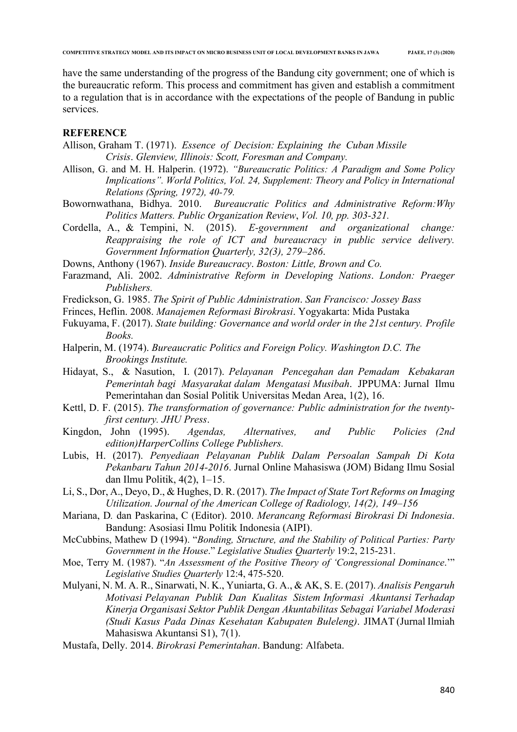have the same understanding of the progress of the Bandung city government; one of which is the bureaucratic reform. This process and commitment has given and establish a commitment to a regulation that is in accordance with the expectations of the people of Bandung in public services.

## REFERENCE

Allison, Graham T. (1971). *Essence of Decision: Explaining the Cuban Missile Crisis*. *Glenview, Illinois: Scott, Foresman and Company.*

Allison, G. and M. H. Halperin. (1972). *"Bureaucratic Politics: A Paradigm and Some Policy Implications". World Politics, Vol. 24, Supplement: Theory and Policy in International Relations (Spring, 1972), 40-79.*

Bowornwathana, Bidhya. 2010. *Bureaucratic Politics and Administrative Reform:Why Politics Matters. Public Organization Review*, *Vol. 10, pp. 303-321.*

Cordella, A., & Tempini, N. (2015). *E-government and organizational change: Reappraising the role of ICT and bureaucracy in public service delivery. Government Information Quarterly, 32(3), 279–286*.

Downs, Anthony (1967). *Inside Bureaucracy*. *Boston: Little, Brown and Co.*

Farazmand, Ali. 2002. *Administrative Reform in Developing Nations*. *London: Praeger Publishers.*

Fredickson, G. 1985. *The Spirit of Public Administration*. *San Francisco: Jossey Bass*

Frinces, Heflin. 2008. *Manajemen Reformasi Birokrasi*. Yogyakarta: Mida Pustaka

Fukuyama, F. (2017). *State building: Governance and world order in the 21st century. Profile Books.*

Halperin, M. (1974). *Bureaucratic Politics and Foreign Policy. Washington D.C. The Brookings Institute.*

Hidayat, S., & Nasution, I. (2017). *Pelayanan Pencegahan dan Pemadam Kebakaran Pemerintah bagi Masyarakat dalam Mengatasi Musibah*. JPPUMA: Jurnal Ilmu Pemerintahan dan Sosial Politik Universitas Medan Area, 1(2), 16.

Kettl, D. F. (2015). *The transformation of governance: Public administration for the twenty-first century. JHU Press*.

Kingdon, John (1995). *Agendas, Alternatives, and Public Policies (2nd edition)HarperCollins College Publishers.*

Lubis, H. (2017). *Penyediaan Pelayanan Publik Dalam Persoalan Sampah Di Kota Pekanbaru Tahun 2014-2016*. Jurnal Online Mahasiswa (JOM) Bidang Ilmu Sosial dan Ilmu Politik, 4(2), 1–15.

Li, S., Dor, A., Deyo, D., & Hughes, D. R. (2017). *The Impact of State Tort Reforms on Imaging Utilization. Journal of the American College of Radiology, 14(2), 149–156*

Mariana, D*.* dan Paskarina, C (Editor). 2010. *Merancang Reformasi Birokrasi Di Indonesia*. Bandung: Asosiasi Ilmu Politik Indonesia (AIPI).

McCubbins, Mathew D (1994). "*Bonding, Structure, and the Stability of Political Parties: Party Government in the House*." *Legislative Studies Quarterly* 19:2, 215-231.

Moe, Terry M. (1987). "*An Assessment of the Positive Theory of 'Congressional Dominance*.'" *Legislative Studies Quarterly* 12:4, 475-520.

Mulyani, N. M. A. R., Sinarwati, N. K., Yuniarta, G. A., & AK, S. E. (2017). *Analisis Pengaruh Motivasi Pelayanan Publik Dan Kualitas Sistem Informasi Akuntansi Terhadap Kinerja Organisasi Sektor Publik Dengan Akuntabilitas Sebagai Variabel Moderasi (Studi Kasus Pada Dinas Kesehatan Kabupaten Buleleng)*. JIMAT (Jurnal Ilmiah Mahasiswa Akuntansi S1), 7(1).

Mustafa, Delly. 2014. *Birokrasi Pemerintahan*. Bandung: Alfabeta.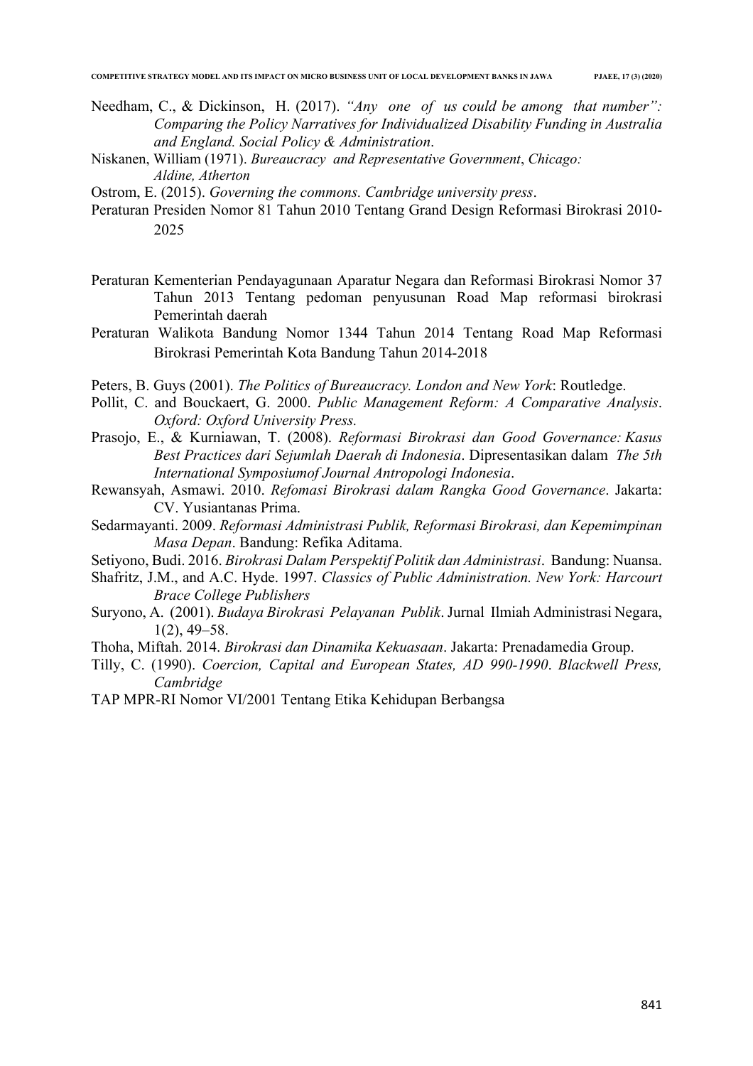Needham, C., & Dickinson, H. (2017). *"Any one of us could be among that number": Comparing the Policy Narratives for Individualized Disability Funding in Australia and England. Social Policy & Administration*.

Niskanen, William (1971). *Bureaucracy and Representative Government*, *Chicago: Aldine, Atherton*

Ostrom, E. (2015). *Governing the commons. Cambridge university press*.

Peraturan Presiden Nomor 81 Tahun 2010 Tentang Grand Design Reformasi Birokrasi 2010-2025

Peraturan Kementerian Pendayagunaan Aparatur Negara dan Reformasi Birokrasi Nomor 37 Tahun 2013 Tentang pedoman penyusunan Road Map reformasi birokrasi Pemerintah daerah

Peraturan Walikota Bandung Nomor 1344 Tahun 2014 Tentang Road Map Reformasi Birokrasi Pemerintah Kota Bandung Tahun 2014-2018

Peters, B. Guys (2001). *The Politics of Bureaucracy. London and New York*: Routledge.

Pollit, C. and Bouckaert, G. 2000. *Public Management Reform: A Comparative Analysis*. *Oxford: Oxford University Press.*

Prasojo, E., & Kurniawan, T. (2008). *Reformasi Birokrasi dan Good Governance: Kasus Best Practices dari Sejumlah Daerah di Indonesia*. Dipresentasikan dalam *The 5th International Symposiumof Journal Antropologi Indonesia*.

Rewansyah, Asmawi. 2010. *Refomasi Birokrasi dalam Rangka Good Governance*. Jakarta: CV. Yusiantanas Prima.

Sedarmayanti. 2009. *Reformasi Administrasi Publik, Reformasi Birokrasi, dan Kepemimpinan Masa Depan*. Bandung: Refika Aditama.

Setiyono, Budi. 2016. *Birokrasi Dalam Perspektif Politik dan Administrasi*. Bandung: Nuansa.

Shafritz, J.M., and A.C. Hyde. 1997. *Classics of Public Administration. New York: Harcourt Brace College Publishers*

Suryono, A. (2001). *Budaya Birokrasi Pelayanan Publik*. Jurnal Ilmiah Administrasi Negara, 1(2), 49–58.

Thoha, Miftah. 2014. *Birokrasi dan Dinamika Kekuasaan*. Jakarta: Prenadamedia Group.

Tilly, C. (1990). *Coercion, Capital and European States, AD 990-1990*. *Blackwell Press, Cambridge*

TAP MPR-RI Nomor VI/2001 Tentang Etika Kehidupan Berbangsa